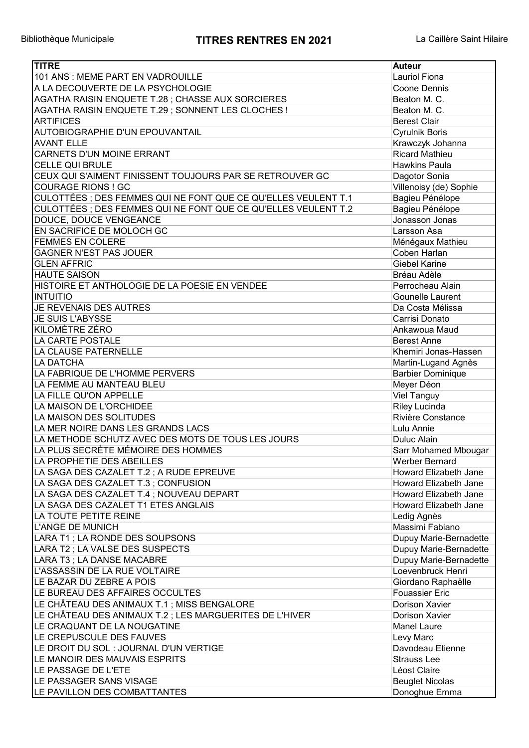Bibliothèque Municipale

# TITRES RENTRES EN 2021

La Caillère Saint Hilaire

| TITRE | Auteur |
|---|---|
| 101 ANS : MEME PART EN VADROUILLE | Lauriol Fiona |
| A LA DECOUVERTE DE LA PSYCHOLOGIE | Coone Dennis |
| AGATHA RAISIN ENQUETE T.28 ; CHASSE AUX SORCIERES | Beaton M. C. |
| AGATHA RAISIN ENQUETE T.29 ; SONNENT LES CLOCHES ! | Beaton M. C. |
| ARTIFICES | Berest Clair |
| AUTOBIOGRAPHIE D'UN EPOUVANTAIL | Cyrulnik Boris |
| AVANT ELLE | Krawczyk Johanna |
| CARNETS D'UN MOINE ERRANT | Ricard Mathieu |
| CELLE QUI BRULE | Hawkins Paula |
| CEUX QUI S'AIMENT FINISSENT TOUJOURS PAR SE RETROUVER GC | Dagotor Sonia |
| COURAGE RIONS ! GC | Villenoisy (de) Sophie |
| CULOTTÉES ; DES FEMMES QUI NE FONT QUE CE QU'ELLES VEULENT T.1 | Bagieu Pénélope |
| CULOTTÉES ; DES FEMMES QUI NE FONT QUE CE QU'ELLES VEULENT T.2 | Bagieu Pénélope |
| DOUCE, DOUCE VENGEANCE | Jonasson Jonas |
| EN SACRIFICE DE MOLOCH GC | Larsson Asa |
| FEMMES EN COLERE | Ménégaux Mathieu |
| GAGNER N'EST PAS JOUER | Coben Harlan |
| GLEN AFFRIC | Giebel Karine |
| HAUTE SAISON | Bréau Adèle |
| HISTOIRE ET ANTHOLOGIE DE LA POESIE EN VENDEE | Perrocheau Alain |
| INTUITIO | Gounelle Laurent |
| JE REVENAIS DES AUTRES | Da Costa Mélissa |
| JE SUIS L'ABYSSE | Carrisi Donato |
| KILOMÈTRE ZÉRO | Ankawoua Maud |
| LA CARTE POSTALE | Berest Anne |
| LA CLAUSE PATERNELLE | Khemiri Jonas-Hassen |
| LA DATCHA | Martin-Lugand Agnès |
| LA FABRIQUE DE L'HOMME PERVERS | Barbier Dominique |
| LA FEMME AU MANTEAU BLEU | Meyer Déon |
| LA FILLE QU'ON APPELLE | Viel Tanguy |
| LA MAISON DE L'ORCHIDEE | Riley Lucinda |
| LA MAISON DES SOLITUDES | Rivière Constance |
| LA MER NOIRE DANS LES GRANDS LACS | Lulu Annie |
| LA METHODE SCHUTZ AVEC DES MOTS DE TOUS LES JOURS | Duluc Alain |
| LA PLUS SECRÈTE MÉMOIRE DES HOMMES | Sarr Mohamed Mbougar |
| LA PROPHETIE DES ABEILLES | Werber Bernard |
| LA SAGA DES CAZALET T.2 ; A RUDE EPREUVE | Howard Elizabeth Jane |
| LA SAGA DES CAZALET T.3 ; CONFUSION | Howard Elizabeth Jane |
| LA SAGA DES CAZALET T.4 ; NOUVEAU DEPART | Howard Elizabeth Jane |
| LA SAGA DES CAZALET T1 ETES ANGLAIS | Howard Elizabeth Jane |
| LA TOUTE PETITE REINE | Ledig Agnès |
| L'ANGE DE MUNICH | Massimi Fabiano |
| LARA T1 ; LA RONDE DES SOUPSONS | Dupuy Marie-Bernadette |
| LARA T2 ; LA VALSE DES SUSPECTS | Dupuy Marie-Bernadette |
| LARA T3 ; LA DANSE MACABRE | Dupuy Marie-Bernadette |
| L'ASSASSIN DE LA RUE VOLTAIRE | Loevenbruck Henri |
| LE BAZAR DU ZEBRE A POIS | Giordano Raphaëlle |
| LE BUREAU DES AFFAIRES OCCULTES | Fouassier Eric |
| LE CHÂTEAU DES ANIMAUX T.1 ; MISS BENGALORE | Dorison Xavier |
| LE CHÂTEAU DES ANIMAUX T.2 ; LES MARGUERITES DE L'HIVER | Dorison Xavier |
| LE CRAQUANT DE LA NOUGATINE | Manel Laure |
| LE CREPUSCULE DES FAUVES | Levy Marc |
| LE DROIT DU SOL : JOURNAL D'UN VERTIGE | Davodeau Etienne |
| LE MANOIR DES MAUVAIS ESPRITS | Strauss Lee |
| LE PASSAGE DE L'ETE | Léost Claire |
| LE PASSAGER SANS VISAGE | Beuglet Nicolas |
| LE PAVILLON DES COMBATTANTES | Donoghue Emma |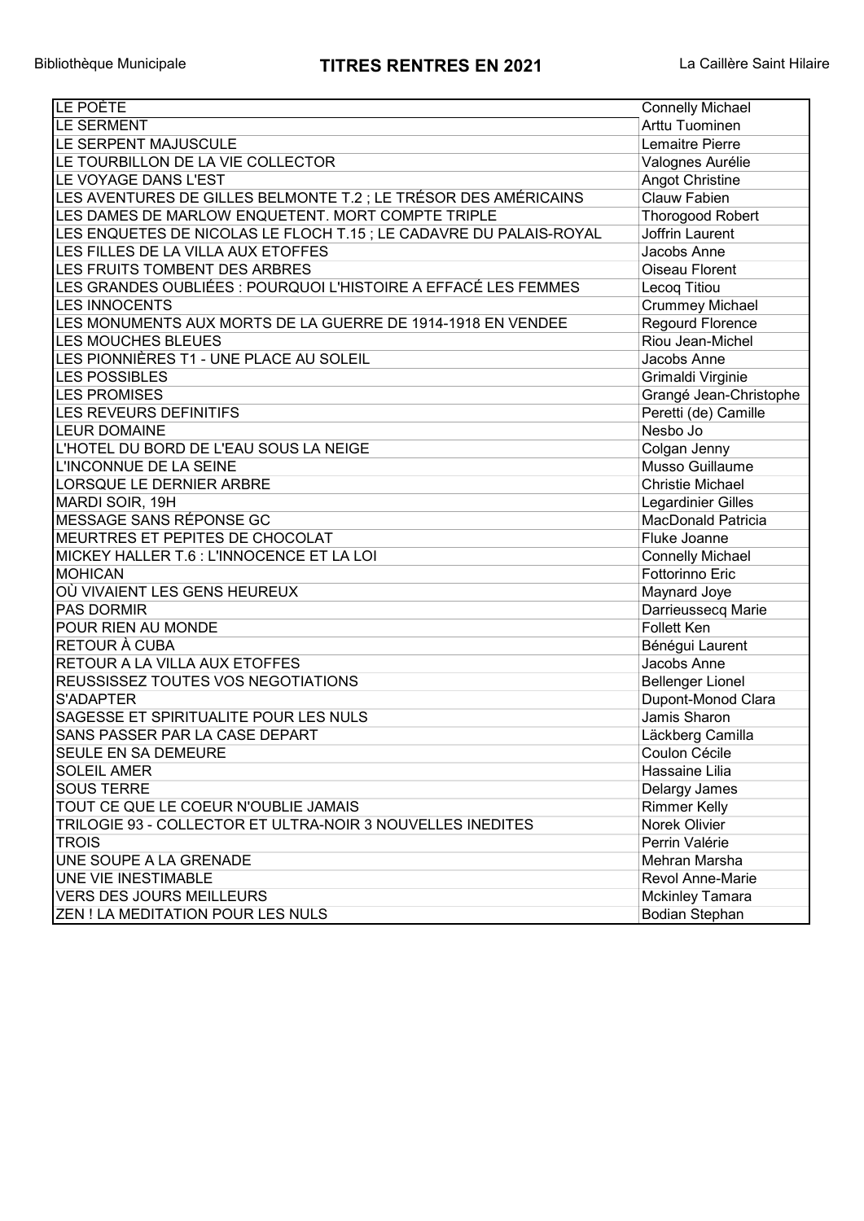| | |
|---|---|
| LE POÈTE | Connelly Michael |
| LE SERMENT | Arttu Tuominen |
| LE SERPENT MAJUSCULE | Lemaitre Pierre |
| LE TOURBILLON DE LA VIE COLLECTOR | Valognes Aurélie |
| LE VOYAGE DANS L'EST | Angot Christine |
| LES AVENTURES DE GILLES BELMONTE T.2 ; LE TRÉSOR DES AMÉRICAINS | Clauw Fabien |
| LES DAMES DE MARLOW ENQUETENT. MORT COMPTE TRIPLE | Thorogood Robert |
| LES ENQUETES DE NICOLAS LE FLOCH T.15 ; LE CADAVRE DU PALAIS-ROYAL | Joffrin Laurent |
| LES FILLES DE LA VILLA AUX ETOFFES | Jacobs Anne |
| LES FRUITS TOMBENT DES ARBRES | Oiseau Florent |
| LES GRANDES OUBLIÉES : POURQUOI L'HISTOIRE A EFFACÉ LES FEMMES | Lecoq Titiou |
| LES INNOCENTS | Crummey Michael |
| LES MONUMENTS AUX MORTS DE LA GUERRE DE 1914-1918 EN VENDEE | Regourd Florence |
| LES MOUCHES BLEUES | Riou Jean-Michel |
| LES PIONNIÈRES T1 - UNE PLACE AU SOLEIL | Jacobs Anne |
| LES POSSIBLES | Grimaldi Virginie |
| LES PROMISES | Grangé Jean-Christophe |
| LES REVEURS DEFINITIFS | Peretti (de) Camille |
| LEUR DOMAINE | Nesbo Jo |
| L'HOTEL DU BORD DE L'EAU SOUS LA NEIGE | Colgan Jenny |
| L'INCONNUE DE LA SEINE | Musso Guillaume |
| LORSQUE LE DERNIER ARBRE | Christie Michael |
| MARDI SOIR, 19H | Legardinier Gilles |
| MESSAGE SANS RÉPONSE GC | MacDonald Patricia |
| MEURTRES ET PEPITES DE CHOCOLAT | Fluke Joanne |
| MICKEY HALLER T.6 : L'INNOCENCE ET LA LOI | Connelly Michael |
| MOHICAN | Fottorinno Eric |
| OÙ VIVAIENT LES GENS HEUREUX | Maynard Joye |
| PAS DORMIR | Darrieussecq Marie |
| POUR RIEN AU MONDE | Follett Ken |
| RETOUR À CUBA | Bénégui Laurent |
| RETOUR A LA VILLA AUX ETOFFES | Jacobs Anne |
| REUSSISSEZ TOUTES VOS NEGOTIATIONS | Bellenger Lionel |
| S'ADAPTER | Dupont-Monod Clara |
| SAGESSE ET SPIRITUALITE POUR LES NULS | Jamis Sharon |
| SANS PASSER PAR LA CASE DEPART | Läckberg Camilla |
| SEULE EN SA DEMEURE | Coulon Cécile |
| SOLEIL AMER | Hassaine Lilia |
| SOUS TERRE | Delargy James |
| TOUT CE QUE LE COEUR N'OUBLIE JAMAIS | Rimmer Kelly |
| TRILOGIE 93 - COLLECTOR ET ULTRA-NOIR 3 NOUVELLES INEDITES | Norek Olivier |
| TROIS | Perrin Valérie |
| UNE SOUPE A LA GRENADE | Mehran Marsha |
| UNE VIE INESTIMABLE | Revol Anne-Marie |
| VERS DES JOURS MEILLEURS | Mckinley Tamara |
| ZEN ! LA MEDITATION POUR LES NULS | Bodian Stephan |